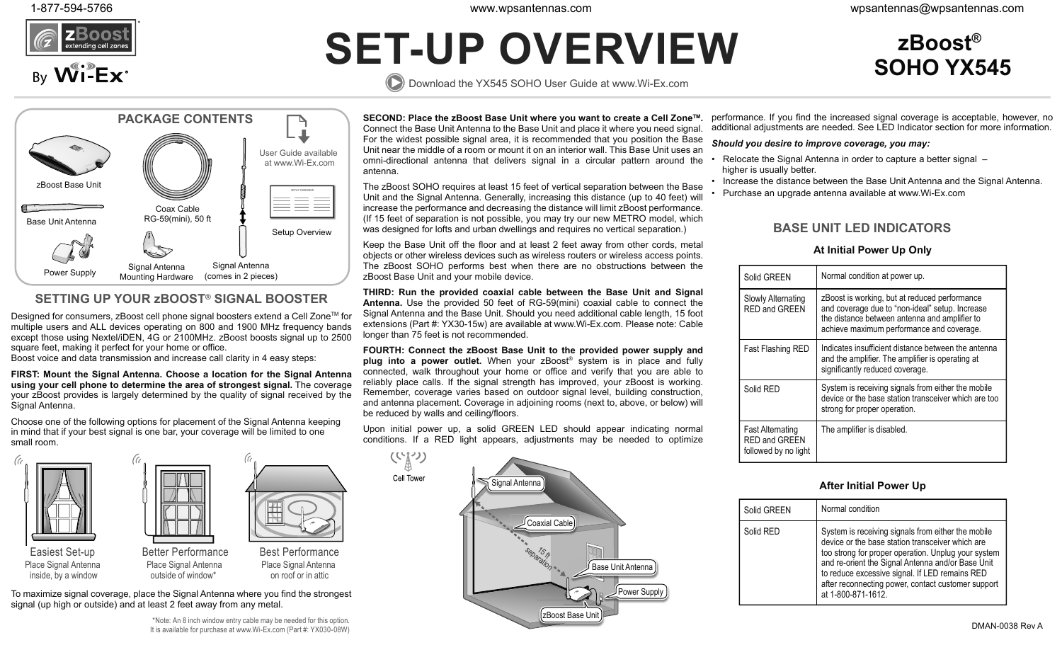1-877-594-5766 www.wpsantennas.com wpsantennas@wpsantennas.com

zBoost® extending cell zones By Wi-Ex®

# SET-UP OVERVIEW

Download the YX545 SOHO User Guide at www.Wi-Ex.com

## zBoost® SOHO YX545

### PACKAGE CONTENTS

- zBoost Base Unit
- Base Unit Antenna
- Power Supply
- Coax Cable RG-59(mini), 50 ft
- Signal Antenna Mounting Hardware
- Signal Antenna (comes in 2 pieces)
- User Guide available at www.Wi-Ex.com
- Setup Overview

## SETTING UP YOUR zBOOST® SIGNAL BOOSTER

Designed for consumers, zBoost cell phone signal boosters extend a Cell Zone™ for multiple users and ALL devices operating on 800 and 1900 MHz frequency bands except those using Nextel/iDEN, 4G or 2100MHz. zBoost boosts signal up to 2500 square feet, making it perfect for your home or office.
Boost voice and data transmission and increase call clarity in 4 easy steps:

**FIRST: Mount the Signal Antenna. Choose a location for the Signal Antenna using your cell phone to determine the area of strongest signal.** The coverage your zBoost provides is largely determined by the quality of signal received by the Signal Antenna.

Choose one of the following options for placement of the Signal Antenna keeping in mind that if your best signal is one bar, your coverage will be limited to one small room.

- **Easiest Set-up** – Place Signal Antenna inside, by a window
- **Better Performance** – Place Signal Antenna outside of window*
- **Best Performance** – Place Signal Antenna on roof or in attic

To maximize signal coverage, place the Signal Antenna where you find the strongest signal (up high or outside) and at least 2 feet away from any metal.

*Note: An 8 inch window entry cable may be needed for this option. It is available for purchase at www.Wi-Ex.com (Part #: YX030-08W)

**SECOND: Place the zBoost Base Unit where you want to create a Cell Zone™.** Connect the Base Unit Antenna to the Base Unit and place it where you need signal. For the widest possible signal area, it is recommended that you position the Base Unit near the middle of a room or mount it on an interior wall. This Base Unit uses an omni-directional antenna that delivers signal in a circular pattern around the antenna.

The zBoost SOHO requires at least 15 feet of vertical separation between the Base Unit and the Signal Antenna. Generally, increasing this distance (up to 40 feet) will increase the performance and decreasing the distance will limit zBoost performance. (If 15 feet of separation is not possible, you may try our new METRO model, which was designed for lofts and urban dwellings and requires no vertical separation.)

Keep the Base Unit off the floor and at least 2 feet away from other cords, metal objects or other wireless devices such as wireless routers or wireless access points. The zBoost SOHO performs best when there are no obstructions between the zBoost Base Unit and your mobile device.

**THIRD: Run the provided coaxial cable between the Base Unit and Signal Antenna.** Use the provided 50 feet of RG-59(mini) coaxial cable to connect the Signal Antenna and the Base Unit. Should you need additional cable length, 15 foot extensions (Part #: YX30-15w) are available at www.Wi-Ex.com. Please note: Cable longer than 75 feet is not recommended.

**FOURTH: Connect the zBoost Base Unit to the provided power supply and plug into a power outlet.** When your zBoost® system is in place and fully connected, walk throughout your home or office and verify that you are able to reliably place calls. If the signal strength has improved, your zBoost is working. Remember, coverage varies based on outdoor signal level, building construction, and antenna placement. Coverage in adjoining rooms (next to, above, or below) will be reduced by walls and ceiling/floors.

Upon initial power up, a solid GREEN LED should appear indicating normal conditions. If a RED light appears, adjustments may be needed to optimize performance. If you find the increased signal coverage is acceptable, however, no additional adjustments are needed. See LED Indicator section for more information.

Cell Tower · Signal Antenna · Coaxial Cable · 15 ft separation · Base Unit Antenna · Power Supply · zBoost Base Unit

***Should you desire to improve coverage, you may:***

- Relocate the Signal Antenna in order to capture a better signal – higher is usually better.
- Increase the distance between the Base Unit Antenna and the Signal Antenna.
- Purchase an upgrade antenna available at www.Wi-Ex.com

## BASE UNIT LED INDICATORS

### At Initial Power Up Only

| LED | Meaning |
|---|---|
| Solid GREEN | Normal condition at power up. |
| Slowly Alternating RED and GREEN | zBoost is working, but at reduced performance and coverage due to "non-ideal" setup. Increase the distance between antenna and amplifier to achieve maximum performance and coverage. |
| Fast Flashing RED | Indicates insufficient distance between the antenna and the amplifier. The amplifier is operating at significantly reduced coverage. |
| Solid RED | System is receiving signals from either the mobile device or the base station transceiver which are too strong for proper operation. |
| Fast Alternating RED and GREEN followed by no light | The amplifier is disabled. |

### After Initial Power Up

| LED | Meaning |
|---|---|
| Solid GREEN | Normal condition |
| Solid RED | System is receiving signals from either the mobile device or the base station transceiver which are too strong for proper operation. Unplug your system and re-orient the Signal Antenna and/or Base Unit to reduce excessive signal. If LED remains RED after reconnecting power, contact customer support at 1-800-871-1612. |

DMAN-0038 Rev A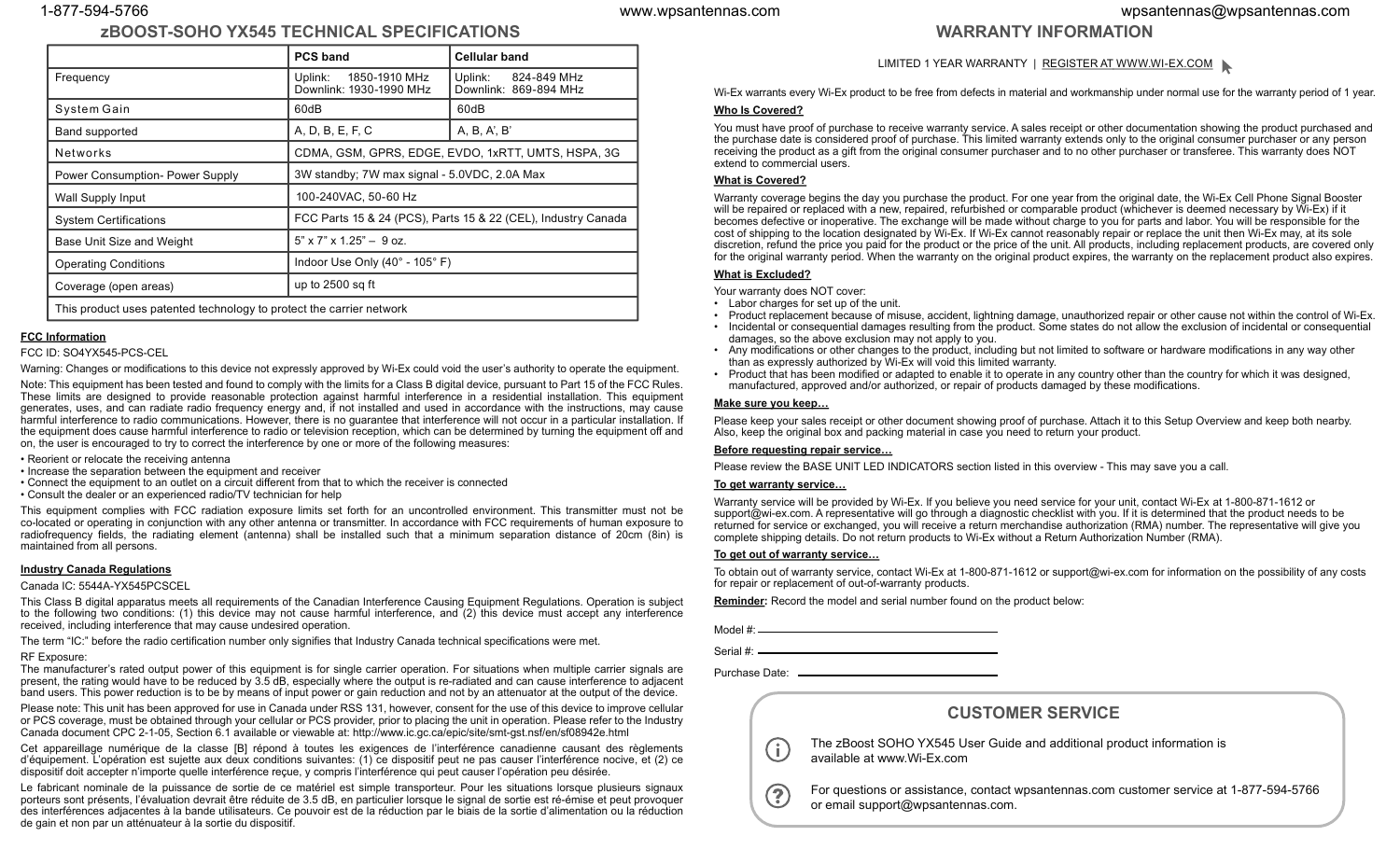## zBOOST-SOHO YX545 TECHNICAL SPECIFICATIONS

| | PCS band | Cellular band |
|---|---|---|
| Frequency | Uplink: 1850-1910 MHz<br>Downlink: 1930-1990 MHz | Uplink: 824-849 MHz<br>Downlink: 869-894 MHz |
| System Gain | 60dB | 60dB |
| Band supported | A, D, B, E, F, C | A, B, A', B' |
| Networks | CDMA, GSM, GPRS, EDGE, EVDO, 1xRTT, UMTS, HSPA, 3G | |
| Power Consumption- Power Supply | 3W standby; 7W max signal - 5.0VDC, 2.0A Max | |
| Wall Supply Input | 100-240VAC, 50-60 Hz | |
| System Certifications | FCC Parts 15 & 24 (PCS), Parts 15 & 22 (CEL), Industry Canada | |
| Base Unit Size and Weight | 5" x 7" x 1.25" – 9 oz. | |
| Operating Conditions | Indoor Use Only (40° - 105° F) | |
| Coverage (open areas) | up to 2500 sq ft | |
| This product uses patented technology to protect the carrier network | | |

### FCC Information

FCC ID: SO4YX545-PCS-CEL

Warning: Changes or modifications to this device not expressly approved by Wi-Ex could void the user's authority to operate the equipment.

Note: This equipment has been tested and found to comply with the limits for a Class B digital device, pursuant to Part 15 of the FCC Rules. These limits are designed to provide reasonable protection against harmful interference in a residential installation. This equipment generates, uses, and can radiate radio frequency energy and, if not installed and used in accordance with the instructions, may cause harmful interference to radio communications. However, there is no guarantee that interference will not occur in a particular installation. If the equipment does cause harmful interference to radio or television reception, which can be determined by turning the equipment off and on, the user is encouraged to try to correct the interference by one or more of the following measures:

- Reorient or relocate the receiving antenna
- Increase the separation between the equipment and receiver
- Connect the equipment to an outlet on a circuit different from that to which the receiver is connected
- Consult the dealer or an experienced radio/TV technician for help

This equipment complies with FCC radiation exposure limits set forth for an uncontrolled environment. This transmitter must not be co-located or operating in conjunction with any other antenna or transmitter. In accordance with FCC requirements of human exposure to radiofrequency fields, the radiating element (antenna) shall be installed such that a minimum separation distance of 20cm (8in) is maintained from all persons.

### Industry Canada Regulations

Canada IC: 5544A-YX545PCSCEL

This Class B digital apparatus meets all requirements of the Canadian Interference Causing Equipment Regulations. Operation is subject to the following two conditions: (1) this device may not cause harmful interference, and (2) this device must accept any interference received, including interference that may cause undesired operation.

The term "IC:" before the radio certification number only signifies that Industry Canada technical specifications were met.

RF Exposure:
The manufacturer's rated output power of this equipment is for single carrier operation. For situations when multiple carrier signals are present, the rating would have to be reduced by 3.5 dB, especially where the output is re-radiated and can cause interference to adjacent band users. This power reduction is to be by means of input power or gain reduction and not by an attenuator at the output of the device.

Please note: This unit has been approved for use in Canada under RSS 131, however, consent for the use of this device to improve cellular or PCS coverage, must be obtained through your cellular or PCS provider, prior to placing the unit in operation. Please refer to the Industry Canada document CPC 2-1-05, Section 6.1 available or viewable at: http://www.ic.gc.ca/epic/site/smt-gst.nsf/en/sf08942e.html

Cet appareillage numérique de la classe [B] répond à toutes les exigences de l'interférence canadienne causant des règlements d'équipement. L'opération est sujette aux deux conditions suivantes: (1) ce dispositif peut ne pas causer l'interférence nocive, et (2) ce dispositif doit accepter n'importe quelle interférence reçue, y compris l'interférence qui peut causer l'opération peu désirée.

Le fabricant nominale de la puissance de sortie de ce matériel est simple transporteur. Pour les situations lorsque plusieurs signaux porteurs sont présents, l'évaluation devrait être réduite de 3.5 dB, en particulier lorsque le signal de sortie est ré-émise et peut provoquer des interférences adjacentes à la bande utilisateurs. Ce pouvoir est de la réduction par le biais de la sortie d'alimentation ou la réduction de gain et non par un atténuateur à la sortie du dispositif.

## WARRANTY INFORMATION

LIMITED 1 YEAR WARRANTY | REGISTER AT WWW.WI-EX.COM

Wi-Ex warrants every Wi-Ex product to be free from defects in material and workmanship under normal use for the warranty period of 1 year.

### Who Is Covered?

You must have proof of purchase to receive warranty service. A sales receipt or other documentation showing the product purchased and the purchase date is considered proof of purchase. This limited warranty extends only to the original consumer purchaser or any person receiving the product as a gift from the original consumer purchaser and to no other purchaser or transferee. This warranty does NOT extend to commercial users.

### What is Covered?

Warranty coverage begins the day you purchase the product. For one year from the original date, the Wi-Ex Cell Phone Signal Booster will be repaired or replaced with a new, repaired, refurbished or comparable product (whichever is deemed necessary by Wi-Ex) if it becomes defective or inoperative. The exchange will be made without charge to you for parts and labor. You will be responsible for the cost of shipping to the location designated by Wi-Ex. If Wi-Ex cannot reasonably repair or replace the unit then Wi-Ex may, at its sole discretion, refund the price you paid for the product or the price of the unit. All products, including replacement products, are covered only for the original warranty period. When the warranty on the original product expires, the warranty on the replacement product also expires.

### What is Excluded?

Your warranty does NOT cover:

- Labor charges for set up of the unit.
- Product replacement because of misuse, accident, lightning damage, unauthorized repair or other cause not within the control of Wi-Ex.
- Incidental or consequential damages resulting from the product. Some states do not allow the exclusion of incidental or consequential damages, so the above exclusion may not apply to you.
- Any modifications or other changes to the product, including but not limited to software or hardware modifications in any way other than as expressly authorized by Wi-Ex will void this limited warranty.
- Product that has been modified or adapted to enable it to operate in any country other than the country for which it was designed, manufactured, approved and/or authorized, or repair of products damaged by these modifications.

### Make sure you keep…

Please keep your sales receipt or other document showing proof of purchase. Attach it to this Setup Overview and keep both nearby. Also, keep the original box and packing material in case you need to return your product.

### Before requesting repair service…

Please review the BASE UNIT LED INDICATORS section listed in this overview - This may save you a call.

### To get warranty service…

Warranty service will be provided by Wi-Ex. If you believe you need service for your unit, contact Wi-Ex at 1-800-871-1612 or support@wi-ex.com. A representative will go through a diagnostic checklist with you. If it is determined that the product needs to be returned for service or exchanged, you will receive a return merchandise authorization (RMA) number. The representative will give you complete shipping details. Do not return products to Wi-Ex without a Return Authorization Number (RMA).

### To get out of warranty service…

To obtain out of warranty service, contact Wi-Ex at 1-800-871-1612 or support@wi-ex.com for information on the possibility of any costs for repair or replacement of out-of-warranty products.

**Reminder:** Record the model and serial number found on the product below:

Model #: ______________________________

Serial #: ______________________________

Purchase Date: ______________________________

## CUSTOMER SERVICE

The zBoost SOHO YX545 User Guide and additional product information is available at www.Wi-Ex.com

For questions or assistance, contact wpsantennas.com customer service at 1-877-594-5766 or email support@wpsantennas.com.